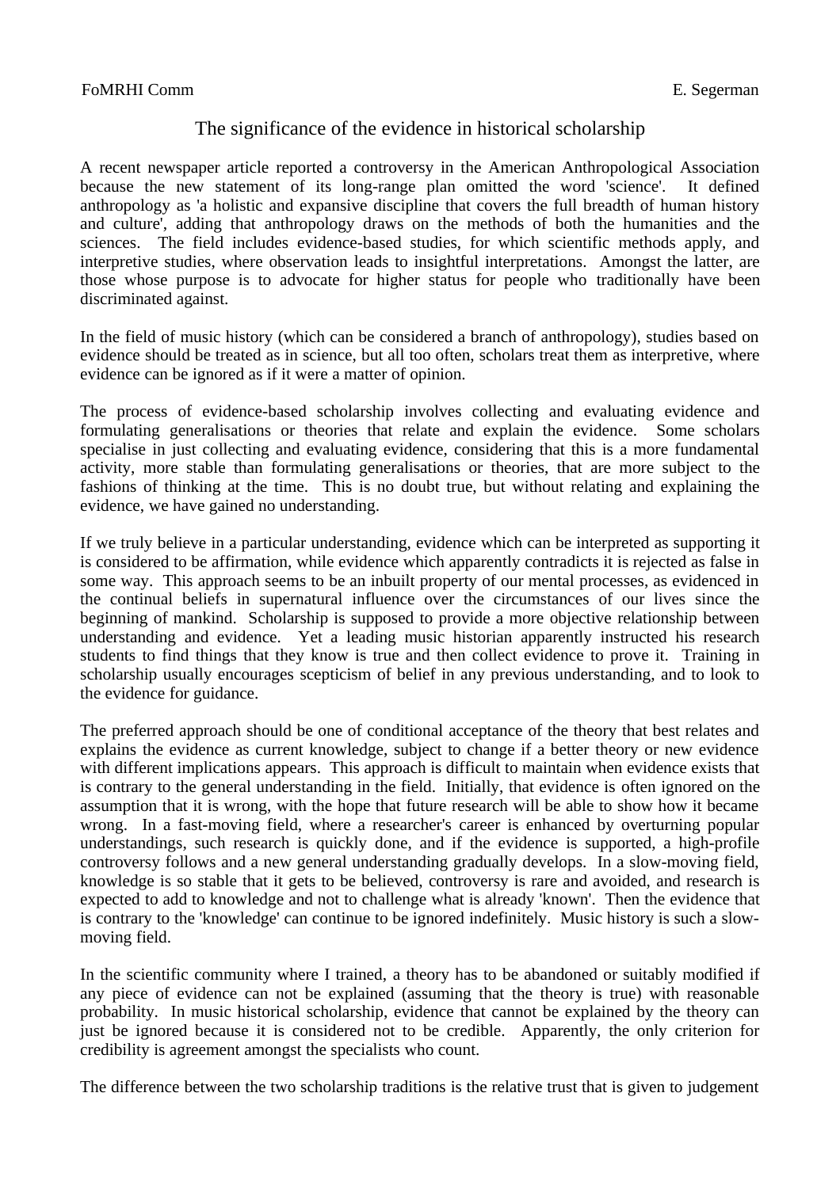FoMRHI Comm E. Segerman

# The significance of the evidence in historical scholarship

A recent newspaper article reported a controversy in the American Anthropological Association because the new statement of its long-range plan omitted the word 'science'. It defined anthropology as 'a holistic and expansive discipline that covers the full breadth of human history and culture', adding that anthropology draws on the methods of both the humanities and the sciences. The field includes evidence-based studies, for which scientific methods apply, and interpretive studies, where observation leads to insightful interpretations. Amongst the latter, are those whose purpose is to advocate for higher status for people who traditionally have been discriminated against.

In the field of music history (which can be considered a branch of anthropology), studies based on evidence should be treated as in science, but all too often, scholars treat them as interpretive, where evidence can be ignored as if it were a matter of opinion.

The process of evidence-based scholarship involves collecting and evaluating evidence and formulating generalisations or theories that relate and explain the evidence. Some scholars specialise in just collecting and evaluating evidence, considering that this is a more fundamental activity, more stable than formulating generalisations or theories, that are more subject to the fashions of thinking at the time. This is no doubt true, but without relating and explaining the evidence, we have gained no understanding.

If we truly believe in a particular understanding, evidence which can be interpreted as supporting it is considered to be affirmation, while evidence which apparently contradicts it is rejected as false in some way. This approach seems to be an inbuilt property of our mental processes, as evidenced in the continual beliefs in supernatural influence over the circumstances of our lives since the beginning of mankind. Scholarship is supposed to provide a more objective relationship between understanding and evidence. Yet a leading music historian apparently instructed his research students to find things that they know is true and then collect evidence to prove it. Training in scholarship usually encourages scepticism of belief in any previous understanding, and to look to the evidence for guidance.

The preferred approach should be one of conditional acceptance of the theory that best relates and explains the evidence as current knowledge, subject to change if a better theory or new evidence with different implications appears. This approach is difficult to maintain when evidence exists that is contrary to the general understanding in the field. Initially, that evidence is often ignored on the assumption that it is wrong, with the hope that future research will be able to show how it became wrong. In a fast-moving field, where a researcher's career is enhanced by overturning popular understandings, such research is quickly done, and if the evidence is supported, a high-profile controversy follows and a new general understanding gradually develops. In a slow-moving field, knowledge is so stable that it gets to be believed, controversy is rare and avoided, and research is expected to add to knowledge and not to challenge what is already 'known'. Then the evidence that is contrary to the 'knowledge' can continue to be ignored indefinitely. Music history is such a slow-moving field.

In the scientific community where I trained, a theory has to be abandoned or suitably modified if any piece of evidence can not be explained (assuming that the theory is true) with reasonable probability. In music historical scholarship, evidence that cannot be explained by the theory can just be ignored because it is considered not to be credible. Apparently, the only criterion for credibility is agreement amongst the specialists who count.

The difference between the two scholarship traditions is the relative trust that is given to judgement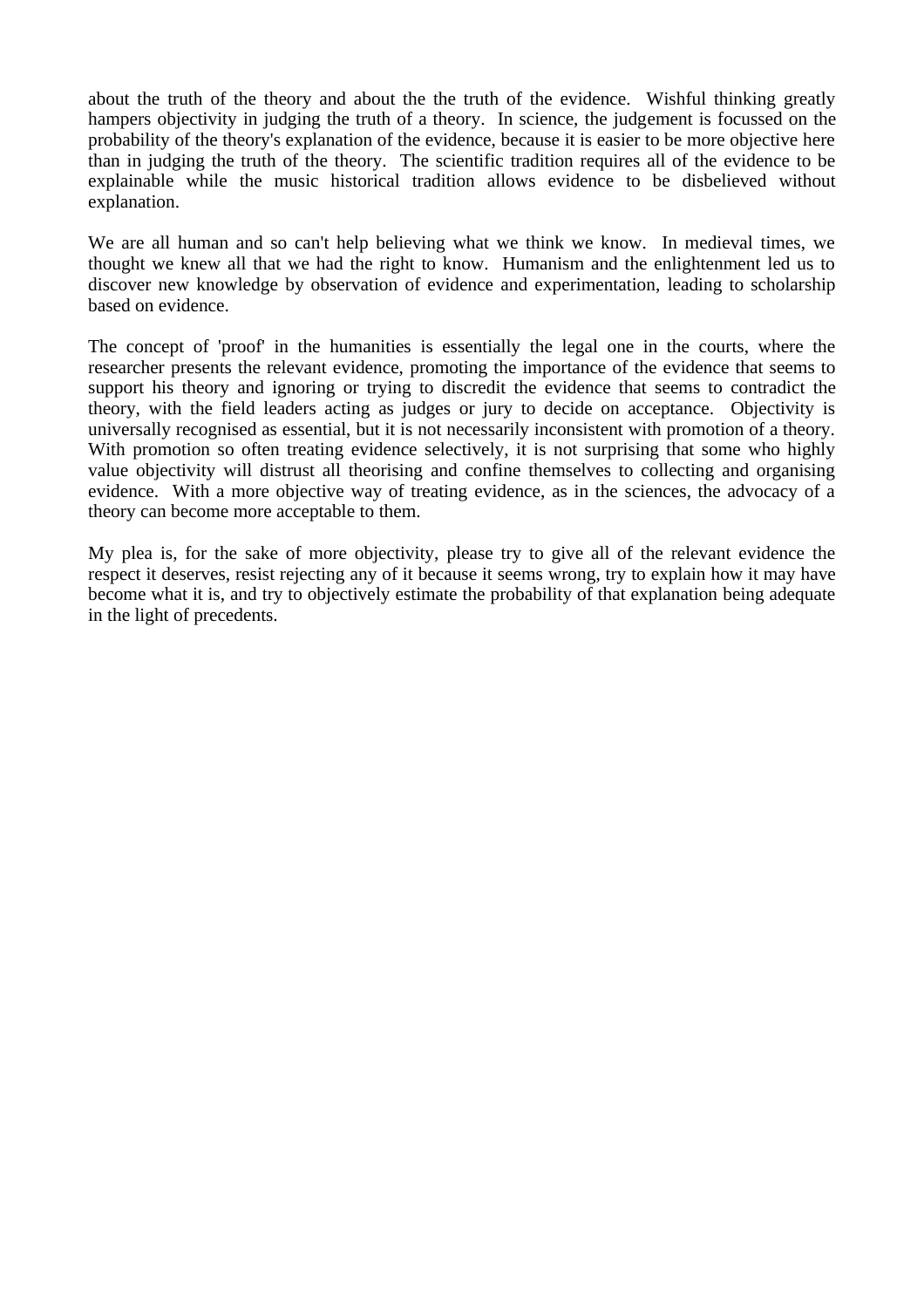about the truth of the theory and about the the truth of the evidence. Wishful thinking greatly hampers objectivity in judging the truth of a theory. In science, the judgement is focussed on the probability of the theory's explanation of the evidence, because it is easier to be more objective here than in judging the truth of the theory. The scientific tradition requires all of the evidence to be explainable while the music historical tradition allows evidence to be disbelieved without explanation.

We are all human and so can't help believing what we think we know. In medieval times, we thought we knew all that we had the right to know. Humanism and the enlightenment led us to discover new knowledge by observation of evidence and experimentation, leading to scholarship based on evidence.

The concept of 'proof' in the humanities is essentially the legal one in the courts, where the researcher presents the relevant evidence, promoting the importance of the evidence that seems to support his theory and ignoring or trying to discredit the evidence that seems to contradict the theory, with the field leaders acting as judges or jury to decide on acceptance. Objectivity is universally recognised as essential, but it is not necessarily inconsistent with promotion of a theory. With promotion so often treating evidence selectively, it is not surprising that some who highly value objectivity will distrust all theorising and confine themselves to collecting and organising evidence. With a more objective way of treating evidence, as in the sciences, the advocacy of a theory can become more acceptable to them.

My plea is, for the sake of more objectivity, please try to give all of the relevant evidence the respect it deserves, resist rejecting any of it because it seems wrong, try to explain how it may have become what it is, and try to objectively estimate the probability of that explanation being adequate in the light of precedents.